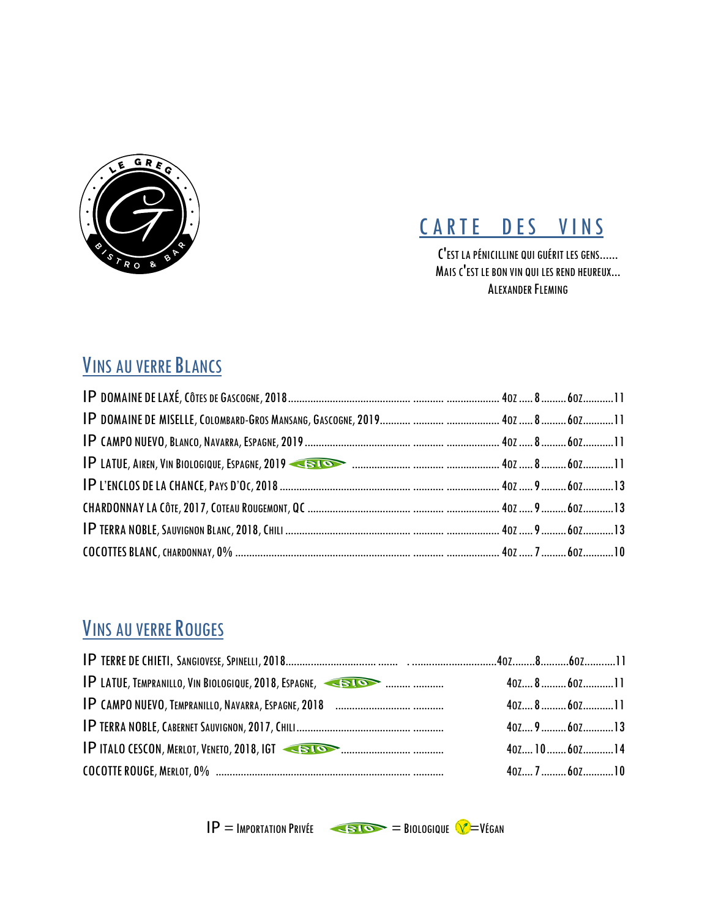LE GREG
BISTRO & BAR

# CARTE DES VINS

C'EST LA PÉNICILLINE QUI GUÉRIT LES GENS......
MAIS C'EST LE BON VIN QUI LES REND HEUREUX...
ALEXANDER FLEMING

## VINS AU VERRE BLANCS

| Vin | 4oz | 6oz |
|---|---|---|
| IP DOMAINE DE LAXÉ, CÔTES DE GASCOGNE, 2018 | 8 | 11 |
| IP DOMAINE DE MISELLE, COLOMBARD-GROS MANSANG, GASCOGNE, 2019 | 8 | 11 |
| IP CAMPO NUEVO, BLANCO, NAVARRA, ESPAGNE, 2019 | 8 | 11 |
| IP LATUE, AIREN, VIN BIOLOGIQUE, ESPAGNE, 2019 (BIO) | 8 | 11 |
| IP L'ENCLOS DE LA CHANCE, PAYS D'OC, 2018 | 9 | 13 |
| CHARDONNAY LA CÔTE, 2017, COTEAU ROUGEMONT, QC | 9 | 13 |
| IP TERRA NOBLE, SAUVIGNON BLANC, 2018, CHILI | 9 | 13 |
| COCOTTES BLANC, CHARDONNAY, 0% | 7 | 10 |

## VINS AU VERRE ROUGES

| Vin | 4oz | 6oz |
|---|---|---|
| IP TERRE DE CHIETI, SANGIOVESE, SPINELLI, 2018 | 8 | 11 |
| IP LATUE, TEMPRANILLO, VIN BIOLOGIQUE, 2018, ESPAGNE, (BIO) | 8 | 11 |
| IP CAMPO NUEVO, TEMPRANILLO, NAVARRA, ESPAGNE, 2018 | 8 | 11 |
| IP TERRA NOBLE, CABERNET SAUVIGNON, 2017, CHILI | 9 | 13 |
| IP ITALO CESCON, MERLOT, VENETO, 2018, IGT (BIO) | 10 | 14 |
| COCOTTE ROUGE, MERLOT, 0% | 7 | 10 |

IP = IMPORTATION PRIVÉE — BIO = BIOLOGIQUE — V = VÉGAN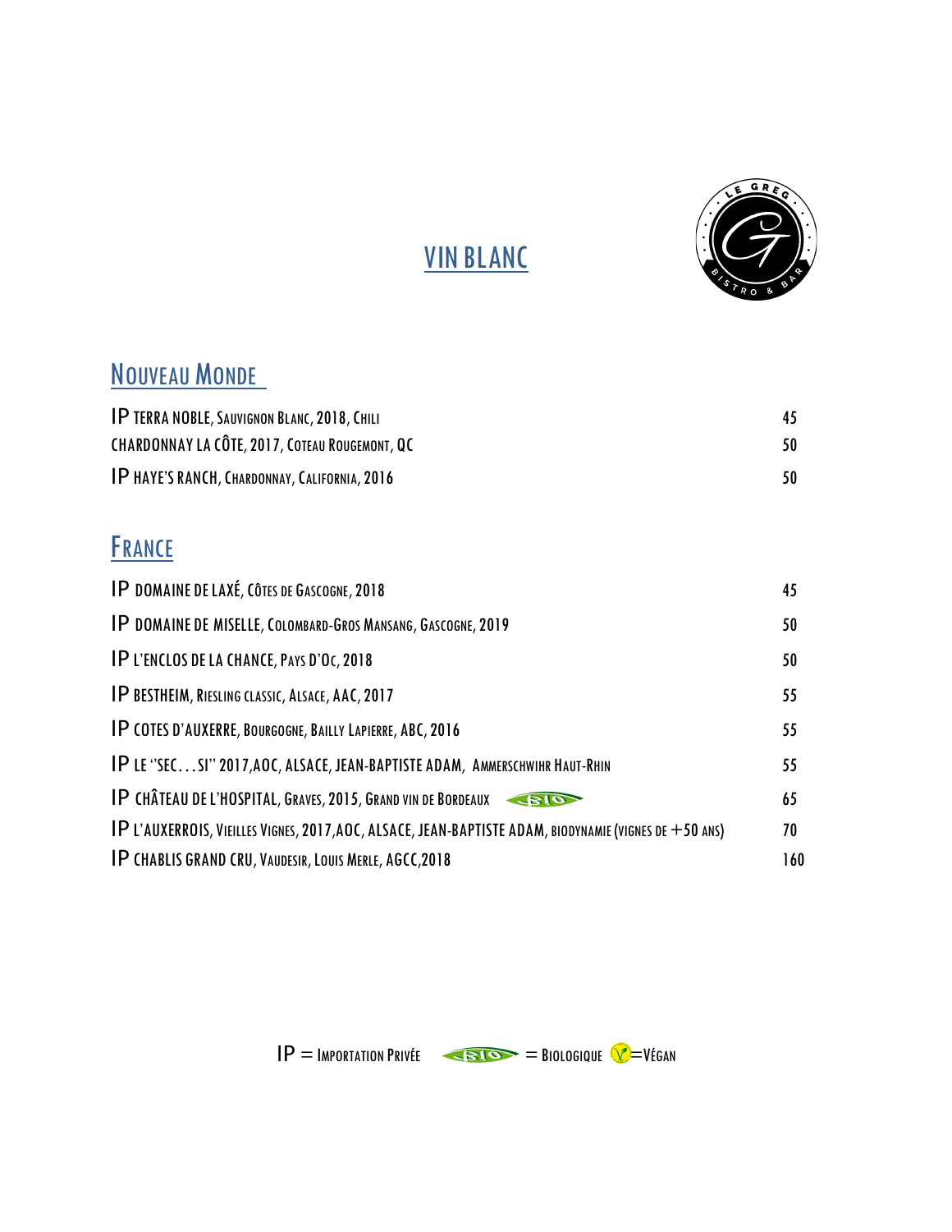# VIN BLANC

## NOUVEAU MONDE

| | |
|---|---|
| IP TERRA NOBLE, SAUVIGNON BLANC, 2018, CHILI | 45 |
| CHARDONNAY LA CÔTE, 2017, COTEAU ROUGEMONT, QC | 50 |
| IP HAYE'S RANCH, CHARDONNAY, CALIFORNIA, 2016 | 50 |

## FRANCE

| | |
|---|---|
| IP DOMAINE DE LAXÉ, CÔTES DE GASCOGNE, 2018 | 45 |
| IP DOMAINE DE MISELLE, COLOMBARD-GROS MANSANG, GASCOGNE, 2019 | 50 |
| IP L'ENCLOS DE LA CHANCE, PAYS D'OC, 2018 | 50 |
| IP BESTHEIM, RIESLING CLASSIC, ALSACE, AAC, 2017 | 55 |
| IP COTES D'AUXERRE, BOURGOGNE, BAILLY LAPIERRE, ABC, 2016 | 55 |
| IP LE "SEC…SI" 2017,AOC, ALSACE, JEAN-BAPTISTE ADAM, AMMERSCHWIHR HAUT-RHIN | 55 |
| IP CHÂTEAU DE L'HOSPITAL, GRAVES, 2015, GRAND VIN DE BORDEAUX BIO | 65 |
| IP L'AUXERROIS, VIEILLES VIGNES, 2017,AOC, ALSACE, JEAN-BAPTISTE ADAM, BIODYNAMIE (VIGNES DE +50 ANS) | 70 |
| IP CHABLIS GRAND CRU, VAUDESIR, LOUIS MERLE, AGCC,2018 | 160 |

IP = IMPORTATION PRIVÉE   BIO = BIOLOGIQUE   V =VÉGAN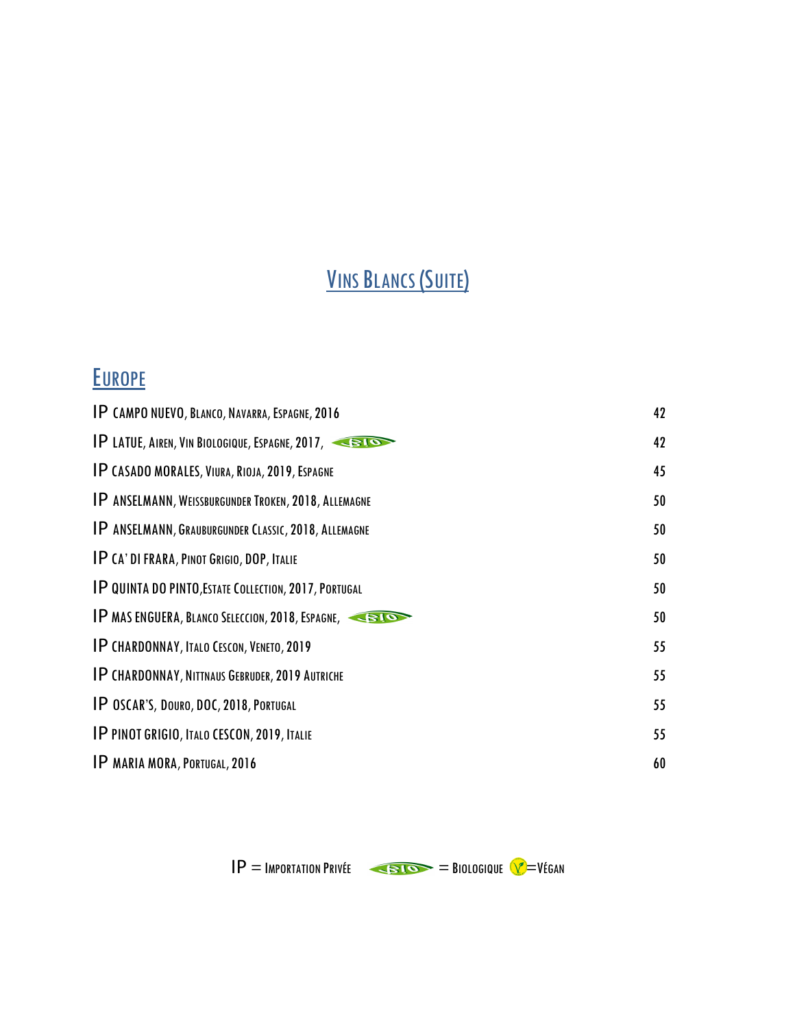# Vins Blancs (suite)

## Europe

| | |
|---|---|
| IP CAMPO NUEVO, Blanco, Navarra, Espagne, 2016 | 42 |
| IP LATUE, Airen, Vin Biologique, Espagne, 2017, BIO | 42 |
| IP CASADO MORALES, Viura, Rioja, 2019, Espagne | 45 |
| IP ANSELMANN, Weissburgunder Troken, 2018, Allemagne | 50 |
| IP ANSELMANN, Grauburgunder Classic, 2018, Allemagne | 50 |
| IP CA' DI FRARA, Pinot Grigio, DOP, Italie | 50 |
| IP QUINTA DO PINTO, Estate Collection, 2017, Portugal | 50 |
| IP MAS ENGUERA, Blanco Seleccion, 2018, Espagne, BIO | 50 |
| IP CHARDONNAY, Italo Cescon, Veneto, 2019 | 55 |
| IP CHARDONNAY, Nittnaus Gebruder, 2019 Autriche | 55 |
| IP OSCAR'S, Douro, DOC, 2018, Portugal | 55 |
| IP PINOT GRIGIO, Italo CESCON, 2019, Italie | 55 |
| IP MARIA MORA, Portugal, 2016 | 60 |

IP = Importation Privée   BIO = Biologique   V = Végan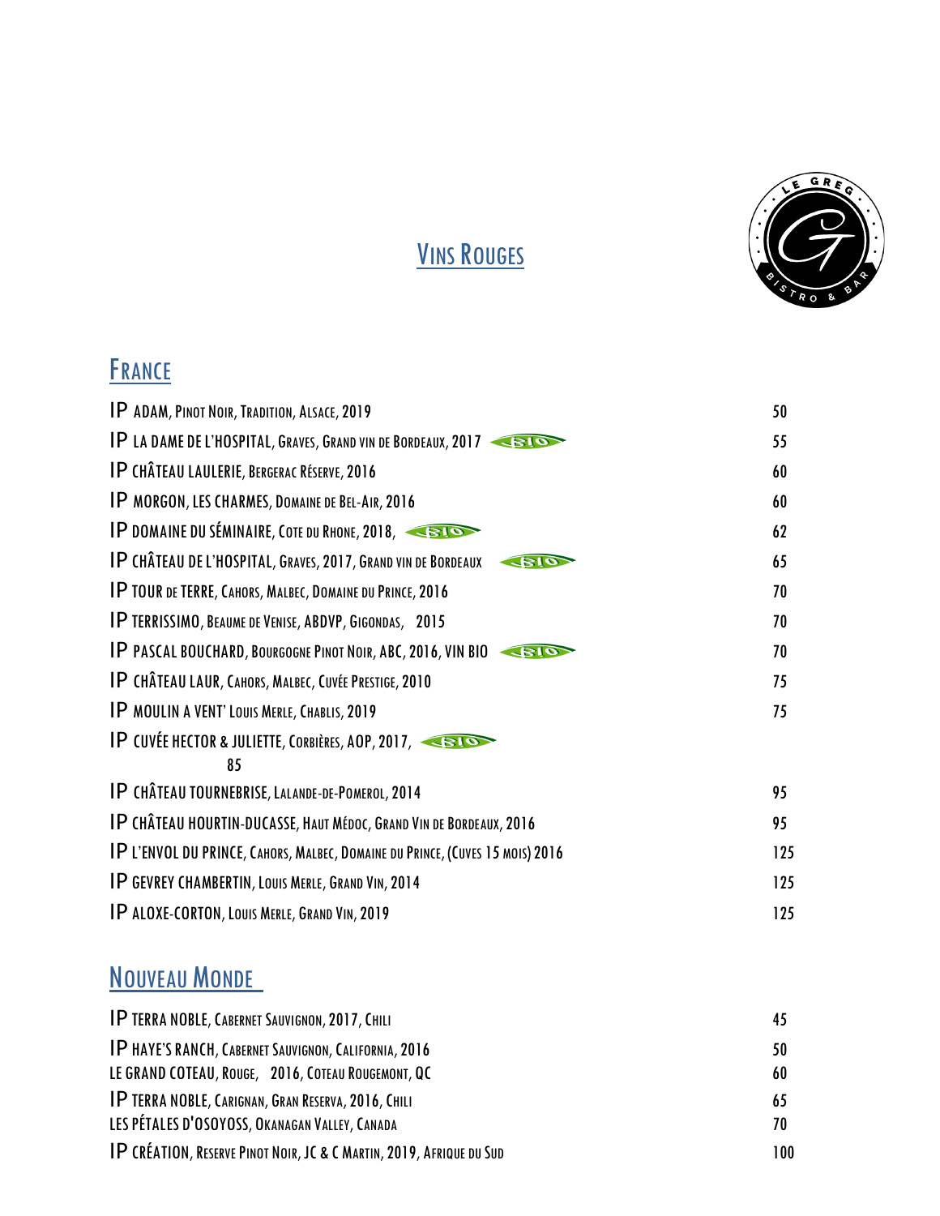# Vins Rouges

## France

| | |
|---|---|
| IP ADAM, Pinot Noir, Tradition, Alsace, 2019 | 50 |
| IP LA DAME DE L'HOSPITAL, Graves, Grand vin de Bordeaux, 2017 BIO | 55 |
| IP CHÂTEAU LAULERIE, Bergerac Réserve, 2016 | 60 |
| IP MORGON, LES CHARMES, Domaine de Bel-Air, 2016 | 60 |
| IP DOMAINE DU SÉMINAIRE, Cote du Rhone, 2018, BIO | 62 |
| IP CHÂTEAU DE L'HOSPITAL, Graves, 2017, Grand vin de Bordeaux BIO | 65 |
| IP TOUR de TERRE, Cahors, Malbec, Domaine du Prince, 2016 | 70 |
| IP TERRISSIMO, Beaume de Venise, ABDVP, Gigondas, 2015 | 70 |
| IP PASCAL BOUCHARD, Bourgogne Pinot Noir, ABC, 2016, VIN BIO BIO | 70 |
| IP CHÂTEAU LAUR, Cahors, Malbec, Cuvée Prestige, 2010 | 75 |
| IP MOULIN A VENT' Louis Merle, Chablis, 2019 | 75 |
| IP CUVÉE HECTOR & JULIETTE, Corbières, AOP, 2017, BIO | 85 |
| IP CHÂTEAU TOURNEBRISE, Lalande-de-Pomerol, 2014 | 95 |
| IP CHÂTEAU HOURTIN-DUCASSE, Haut Médoc, Grand Vin de Bordeaux, 2016 | 95 |
| IP L'ENVOL DU PRINCE, Cahors, Malbec, Domaine du Prince, (Cuves 15 mois) 2016 | 125 |
| IP GEVREY CHAMBERTIN, Louis Merle, Grand Vin, 2014 | 125 |
| IP ALOXE-CORTON, Louis Merle, Grand Vin, 2019 | 125 |

## Nouveau Monde

| | |
|---|---|
| IP TERRA NOBLE, Cabernet Sauvignon, 2017, Chili | 45 |
| IP HAYE'S RANCH, Cabernet Sauvignon, California, 2016 | 50 |
| LE GRAND COTEAU, Rouge, 2016, Coteau Rougemont, QC | 60 |
| IP TERRA NOBLE, Carignan, Gran Reserva, 2016, Chili | 65 |
| LES PÉTALES D'OSOYOSS, Okanagan Valley, Canada | 70 |
| IP CRÉATION, Reserve Pinot Noir, JC & C Martin, 2019, Afrique du Sud | 100 |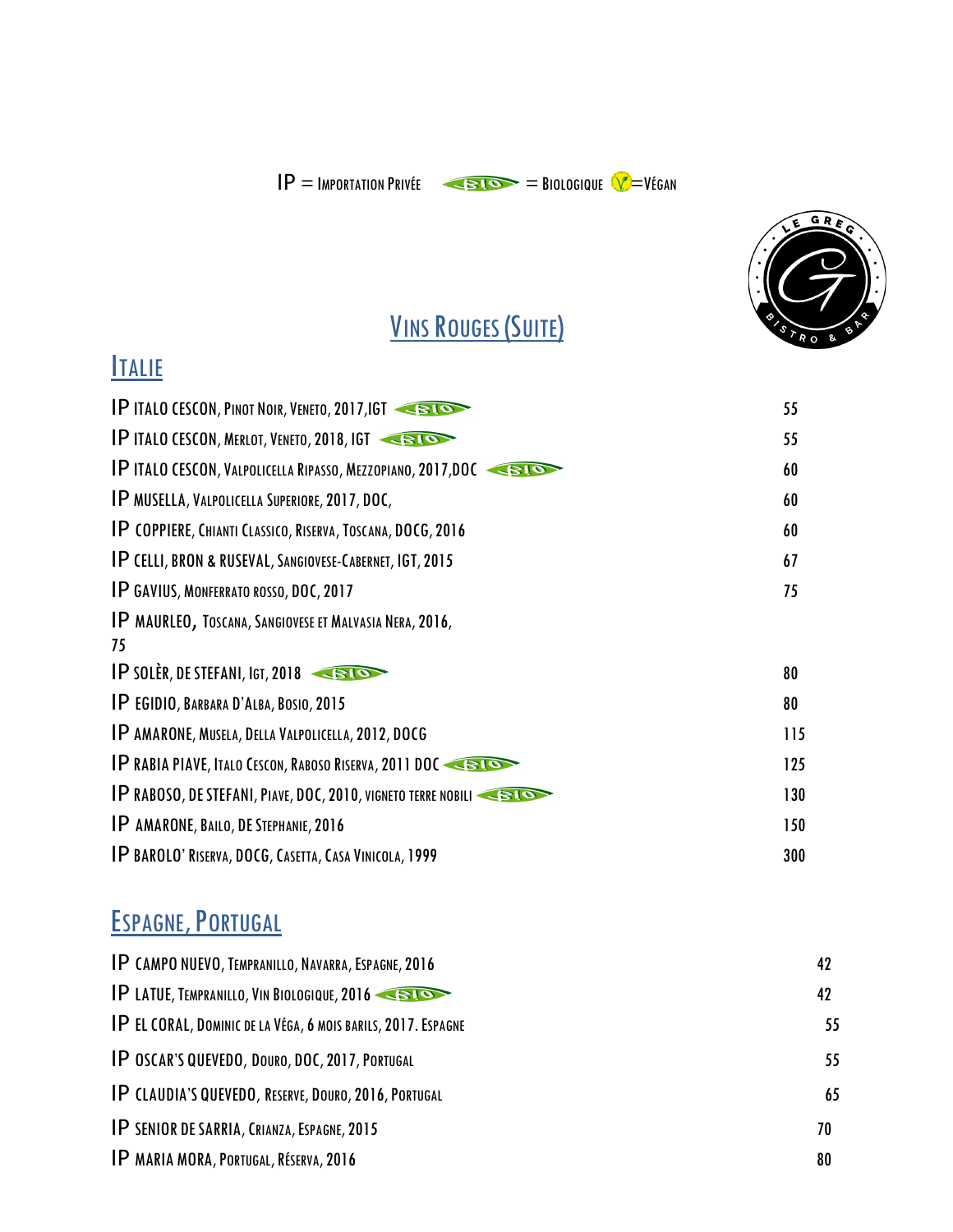IP = Importation Privée   BIO = Biologique   V =Végan

## Vins Rouges (suite)

### Italie

| Vin | Prix |
|---|---|
| IP ITALO CESCON, Pinot Noir, Veneto, 2017,IGT BIO | 55 |
| IP ITALO CESCON, Merlot, Veneto, 2018, IGT BIO | 55 |
| IP ITALO CESCON, Valpolicella Ripasso, Mezzopiano, 2017,DOC BIO | 60 |
| IP MUSELLA, Valpolicella Superiore, 2017, DOC, | 60 |
| IP COPPIERE, Chianti Classico, Riserva, Toscana, DOCG, 2016 | 60 |
| IP CELLI, BRON & RUSEVAL, Sangiovese-Cabernet, IGT, 2015 | 67 |
| IP GAVIUS, Monferrato rosso, DOC, 2017 | 75 |
| IP MAURLEO, Toscana, Sangiovese et Malvasia Nera, 2016, | 75 |
| IP SOLÈR, DE STEFANI, Igt, 2018 BIO | 80 |
| IP EGIDIO, Barbara d'Alba, Bosio, 2015 | 80 |
| IP AMARONE, Musela, Della Valpolicella, 2012, DOCG | 115 |
| IP RABIA PIAVE, Italo Cescon, Raboso Riserva, 2011 DOC BIO | 125 |
| IP RABOSO, DE STEFANI, Piave, DOC, 2010, vigneto terre nobili BIO | 130 |
| IP AMARONE, Bailo, De Stephanie, 2016 | 150 |
| IP BAROLO' Riserva, DOCG, Casetta, Casa Vinicola, 1999 | 300 |

### Espagne, Portugal

| Vin | Prix |
|---|---|
| IP CAMPO NUEVO, Tempranillo, Navarra, Espagne, 2016 | 42 |
| IP LATUE, Tempranillo, Vin Biologique, 2016 BIO | 42 |
| IP EL CORAL, Dominic de la Véga, 6 mois barils, 2017. Espagne | 55 |
| IP OSCAR'S QUEVEDO, Douro, DOC, 2017, Portugal | 55 |
| IP CLAUDIA'S QUEVEDO, Reserve, Douro, 2016, Portugal | 65 |
| IP SENIOR DE SARRIA, Crianza, Espagne, 2015 | 70 |
| IP MARIA MORA, Portugal, Réserva, 2016 | 80 |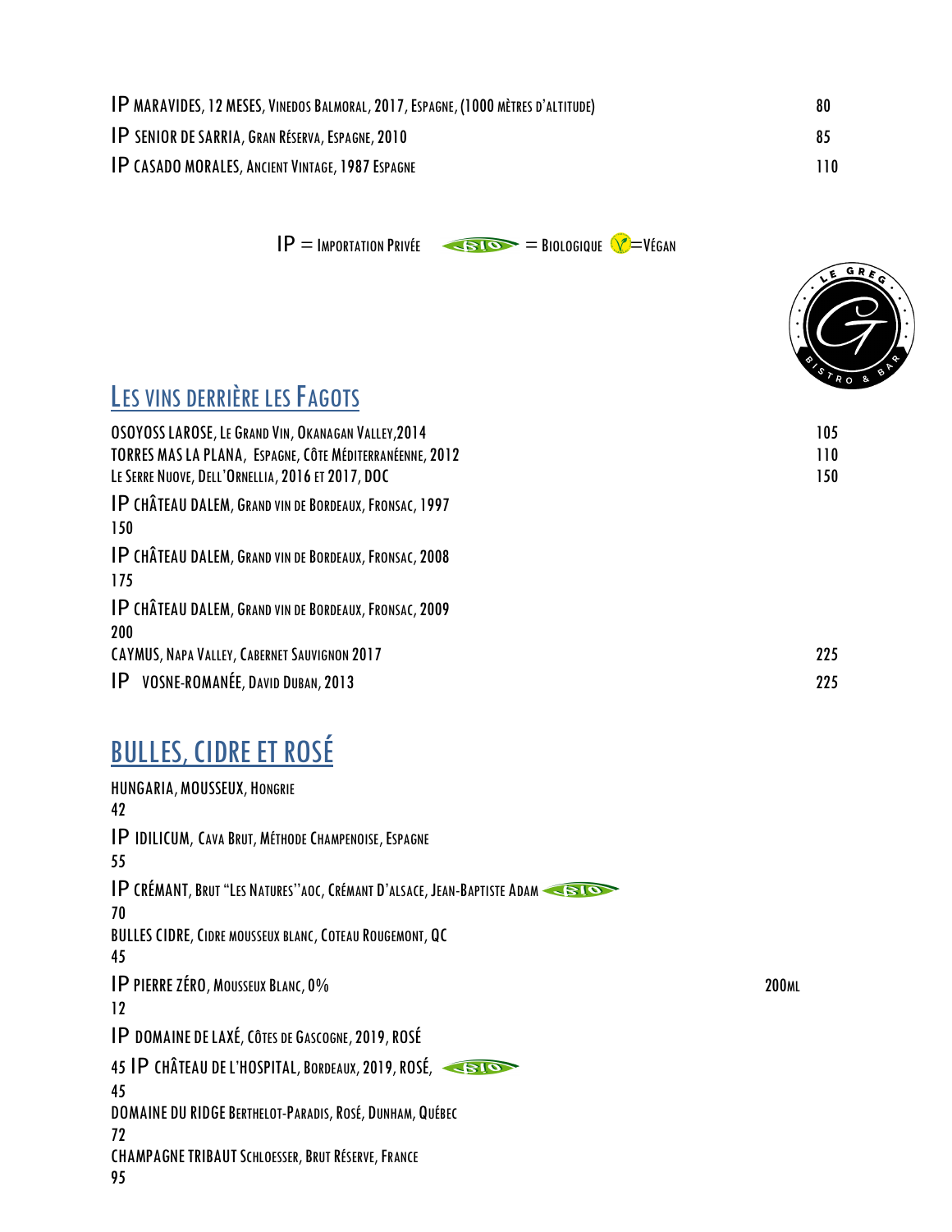IP MARAVIDES, 12 MESES, VINEDOS BALMORAL, 2017, ESPAGNE, (1000 MÈTRES D'ALTITUDE) 80

IP SENIOR DE SARRIA, GRAN RÉSERVA, ESPAGNE, 2010 85

IP CASADO MORALES, ANCIENT VINTAGE, 1987 ESPAGNE 110

IP = IMPORTATION PRIVÉE BIO = BIOLOGIQUE V=VÉGAN

## LES VINS DERRIÈRE LES FAGOTS

OSOYOSS LAROSE, LE GRAND VIN, OKANAGAN VALLEY, 2014 105

TORRES MAS LA PLANA, ESPAGNE, CÔTE MÉDITERRANÉENNE, 2012 110

LE SERRE NUOVE, DELL'ORNELLIA, 2016 ET 2017, DOC 150

IP CHÂTEAU DALEM, GRAND VIN DE BORDEAUX, FRONSAC, 1997
150

IP CHÂTEAU DALEM, GRAND VIN DE BORDEAUX, FRONSAC, 2008
175

IP CHÂTEAU DALEM, GRAND VIN DE BORDEAUX, FRONSAC, 2009
200

CAYMUS, NAPA VALLEY, CABERNET SAUVIGNON 2017 225

IP VOSNE-ROMANÉE, DAVID DUBAN, 2013 225

## BULLES, CIDRE ET ROSÉ

HUNGARIA, MOUSSEUX, HONGRIE
42

IP IDILICUM, CAVA BRUT, MÉTHODE CHAMPENOISE, ESPAGNE
55

IP CRÉMANT, BRUT "LES NATURES"AOC, CRÉMANT D'ALSACE, JEAN-BAPTISTE ADAM BIO
70

BULLES CIDRE, CIDRE MOUSSEUX BLANC, COTEAU ROUGEMONT, QC
45

IP PIERRE ZÉRO, MOUSSEUX BLANC, 0% 200ML
12

IP DOMAINE DE LAXÉ, CÔTES DE GASCOGNE, 2019, ROSÉ
45 IP CHÂTEAU DE L'HOSPITAL, BORDEAUX, 2019, ROSÉ, BIO
45

DOMAINE DU RIDGE BERTHELOT-PARADIS, ROSÉ, DUNHAM, QUÉBEC
72

CHAMPAGNE TRIBAUT SCHLOESSER, BRUT RÉSERVE, FRANCE
95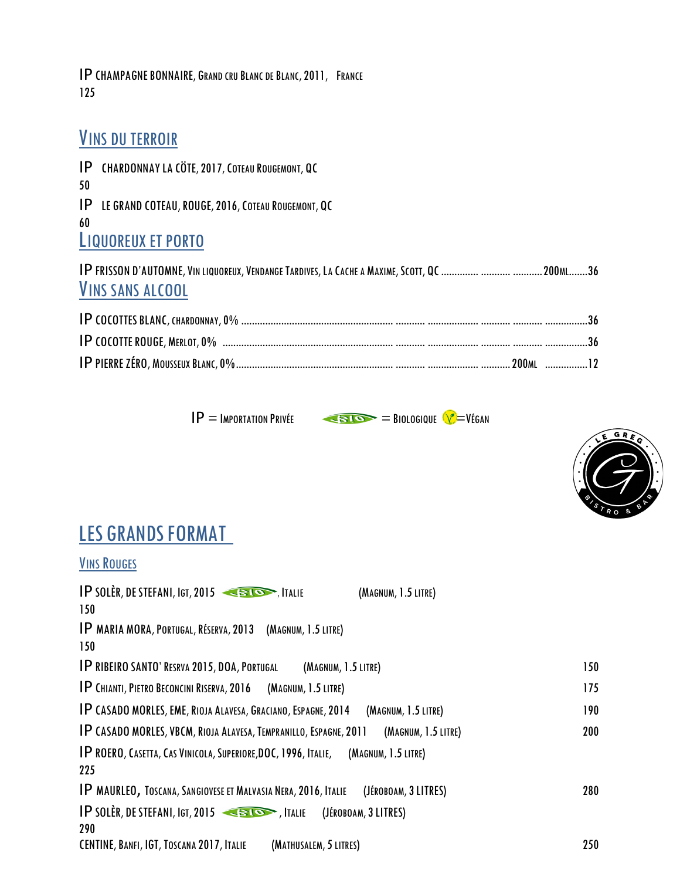IP CHAMPAGNE BONNAIRE, GRAND CRU BLANC DE BLANC, 2011, FRANCE
125

## VINS DU TERROIR

IP CHARDONNAY LA CÖTE, 2017, COTEAU ROUGEMONT, QC
50

IP LE GRAND COTEAU, ROUGE, 2016, COTEAU ROUGEMONT, QC
60

## LIQUOREUX ET PORTO

IP FRISSON D'AUTOMNE, VIN LIQUOREUX, VENDANGE TARDIVES, LA CACHE A MAXIME, SCOTT, QC .............. ........... ...........200ML........36

## VINS SANS ALCOOL

IP COCOTTES BLANC, CHARDONNAY, 0% ........................................................ ........... ................... ........... ........... ................36

IP COCOTTE ROUGE, MERLOT, 0% ............................................................... ........... ................... ........... ........... ................36

IP PIERRE ZÉRO, MOUSSEUX BLANC, 0%.......................................................... ........... ................... ........... 200ML ................12

IP = IMPORTATION PRIVÉE BIO = BIOLOGIQUE V=VÉGAN

LE GREG BISTRO & BAR

# LES GRANDS FORMAT

## VINS ROUGES

IP SOLÈR, DE STEFANI, IGT, 2015 BIO, ITALIE (MAGNUM, 1.5 LITRE)
150

IP MARIA MORA, PORTUGAL, RÉSERVA, 2013 (MAGNUM, 1.5 LITRE)
150

IP RIBEIRO SANTO' RESRVA 2015, DOA, PORTUGAL (MAGNUM, 1.5 LITRE) 150

IP CHIANTI, PIETRO BECONCINI RISERVA, 2016 (MAGNUM, 1.5 LITRE) 175

IP CASADO MORLES, EME, RIOJA ALAVESA, GRACIANO, ESPAGNE, 2014 (MAGNUM, 1.5 LITRE) 190

IP CASADO MORLES, VBCM, RIOJA ALAVESA, TEMPRANILLO, ESPAGNE, 2011 (MAGNUM, 1.5 LITRE) 200

IP ROERO, CASETTA, CAS VINICOLA, SUPERIORE,DOC, 1996, ITALIE, (MAGNUM, 1.5 LITRE)
225

IP MAURLEO, TOSCANA, SANGIOVESE ET MALVASIA NERA, 2016, ITALIE (JÉROBOAM, 3 LITRES) 280

IP SOLÈR, DE STEFANI, IGT, 2015 BIO, ITALIE (JÉROBOAM, 3 LITRES)
290

CENTINE, BANFI, IGT, TOSCANA 2017, ITALIE (MATHUSALEM, 5 LITRES) 250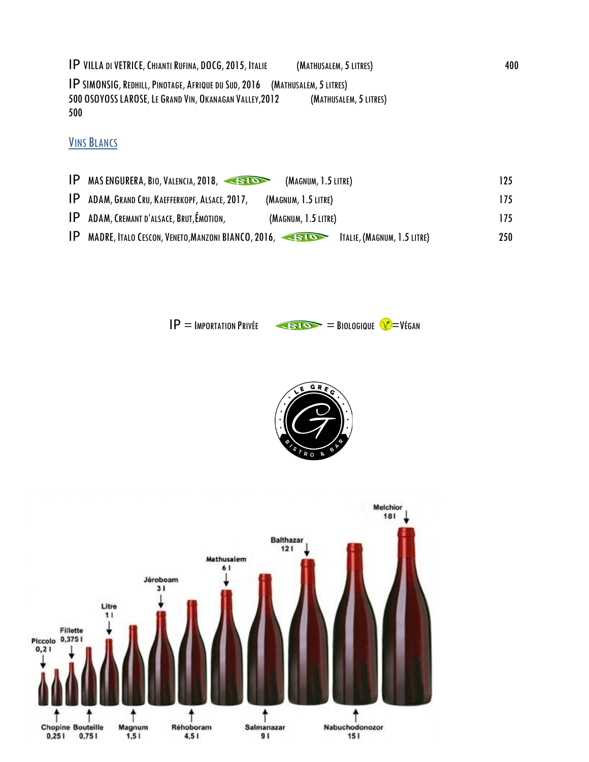IP VILLA DI VETRICE, CHIANTI RUFINA, DOCG, 2015, ITALIE (MATHUSALEM, 5 LITRES) 400

IP SIMONSIG, REDHILL, PINOTAGE, AFRIQUE DU SUD, 2016 (MATHUSALEM, 5 LITRES)
500 OSOYOSS LAROSE, LE GRAND VIN, OKANAGAN VALLEY,2012 (MATHUSALEM, 5 LITRES)
500

## VINS BLANCS

| | | |
|---|---|---|
| IP | MAS ENGURERA, BIO, VALENCIA, 2018, BIO (MAGNUM, 1.5 LITRE) | 125 |
| IP | ADAM, GRAND CRU, KAEFFERKOPF, ALSACE, 2017, (MAGNUM, 1.5 LITRE) | 175 |
| IP | ADAM, CREMANT D'ALSACE, BRUT,ÉMOTION, (MAGNUM, 1.5 LITRE) | 175 |
| IP | MADRE, ITALO CESCON, VENETO,MANZONI BIANCO, 2016, BIO ITALIE, (MAGNUM, 1.5 LITRE) | 250 |

IP = IMPORTATION PRIVÉE BIO = BIOLOGIQUE V=VÉGAN

LE GREG BISTRO & BAR

Piccolo 0,2 l
Chopine 0,25 l
Fillette 0,375 l
Bouteille 0,75 l
Litre 1 l
Magnum 1,5 l
Jéroboam 3 l
Réhoboram 4,5 l
Mathusalem 6 l
Salmanazar 9 l
Balthazar 12 l
Nabuchodonozor 15 l
Melchior 18 l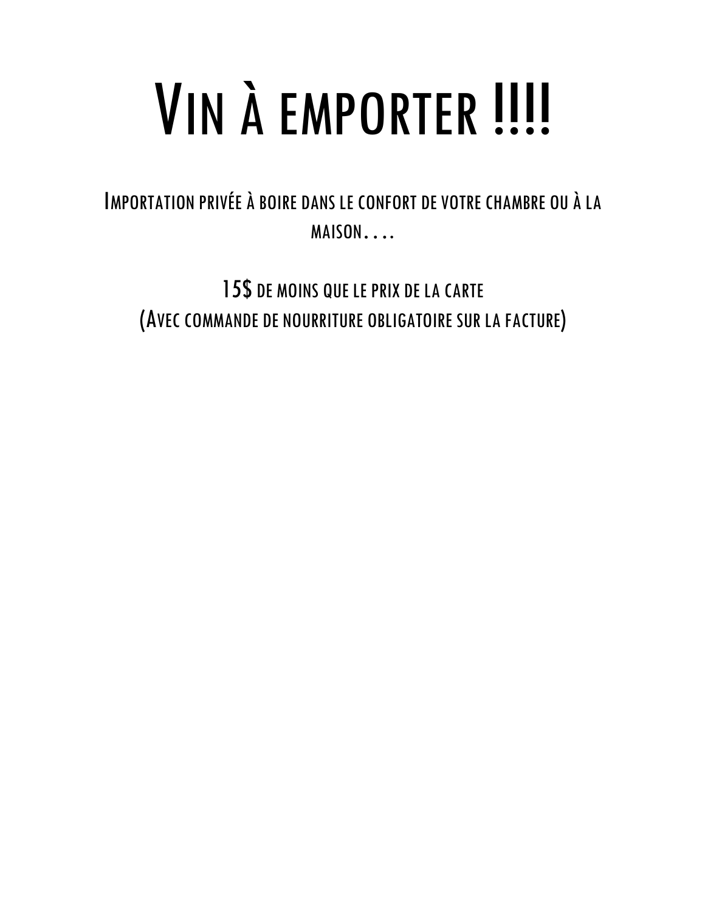# Vin à emporter !!!!

Importation privée à boire dans le confort de votre chambre ou à la maison….

15$ de moins que le prix de la carte
(Avec commande de nourriture obligatoire sur la facture)